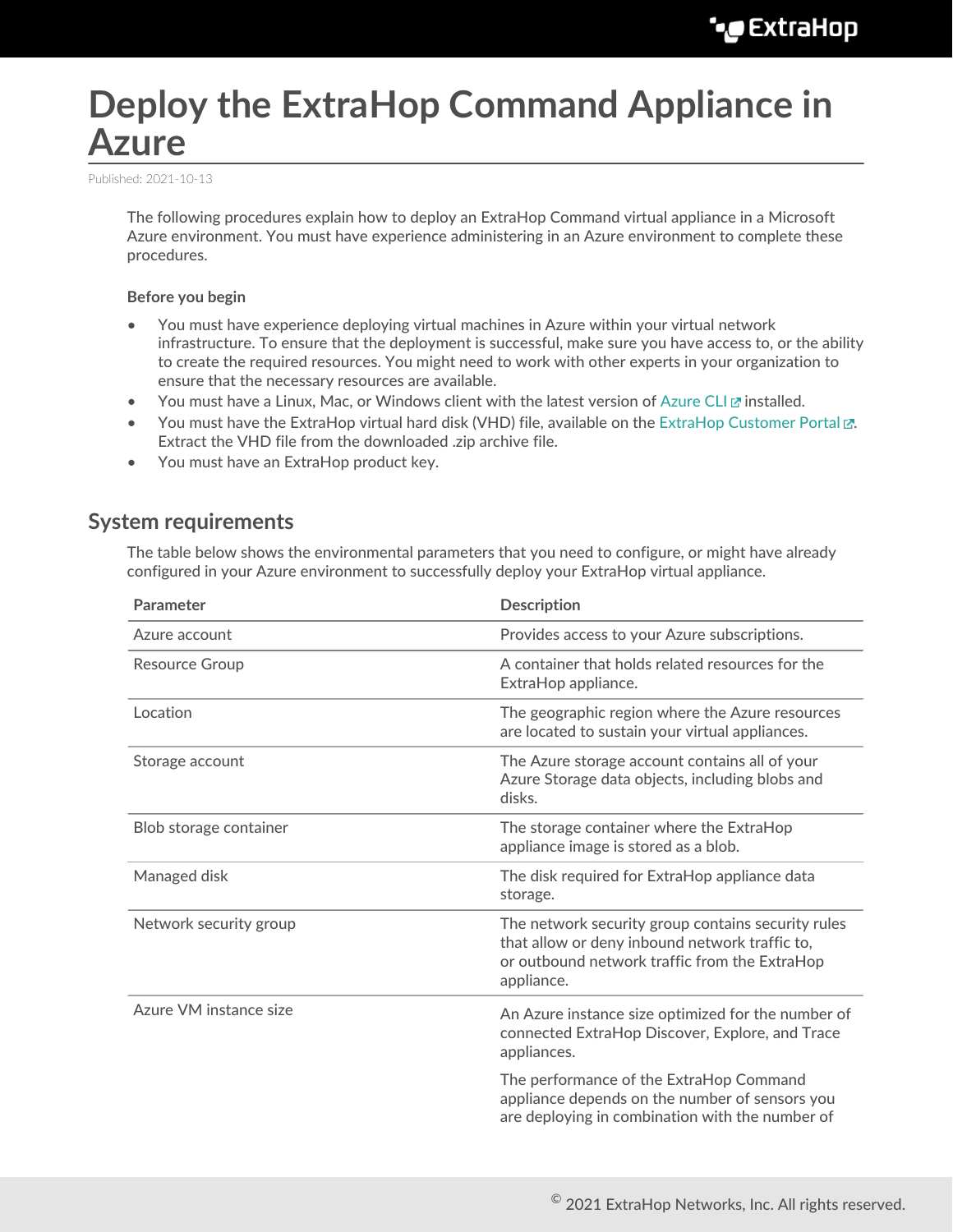# Deploy the ExtraHop Command Appliance in Azure

Published: 2021-10-13

The following procedures explain how to deploy an ExtraHop Command virtual appliance in a Microsoft Azure environment. You must have experience administering in an Azure environment to complete these procedures.

**Before you begin**

- You must have experience deploying virtual machines in Azure within your virtual network infrastructure. To ensure that the deployment is successful, make sure you have access to, or the ability to create the required resources. You might need to work with other experts in your organization to ensure that the necessary resources are available.
- You must have a Linux, Mac, or Windows client with the latest version of Azure CLI installed.
- You must have the ExtraHop virtual hard disk (VHD) file, available on the ExtraHop Customer Portal. Extract the VHD file from the downloaded .zip archive file.
- You must have an ExtraHop product key.

## System requirements

The table below shows the environmental parameters that you need to configure, or might have already configured in your Azure environment to successfully deploy your ExtraHop virtual appliance.

| Parameter | Description |
| --- | --- |
| Azure account | Provides access to your Azure subscriptions. |
| Resource Group | A container that holds related resources for the ExtraHop appliance. |
| Location | The geographic region where the Azure resources are located to sustain your virtual appliances. |
| Storage account | The Azure storage account contains all of your Azure Storage data objects, including blobs and disks. |
| Blob storage container | The storage container where the ExtraHop appliance image is stored as a blob. |
| Managed disk | The disk required for ExtraHop appliance data storage. |
| Network security group | The network security group contains security rules that allow or deny inbound network traffic to, or outbound network traffic from the ExtraHop appliance. |
| Azure VM instance size | An Azure instance size optimized for the number of connected ExtraHop Discover, Explore, and Trace appliances.<br><br>The performance of the ExtraHop Command appliance depends on the number of sensors you are deploying in combination with the number of |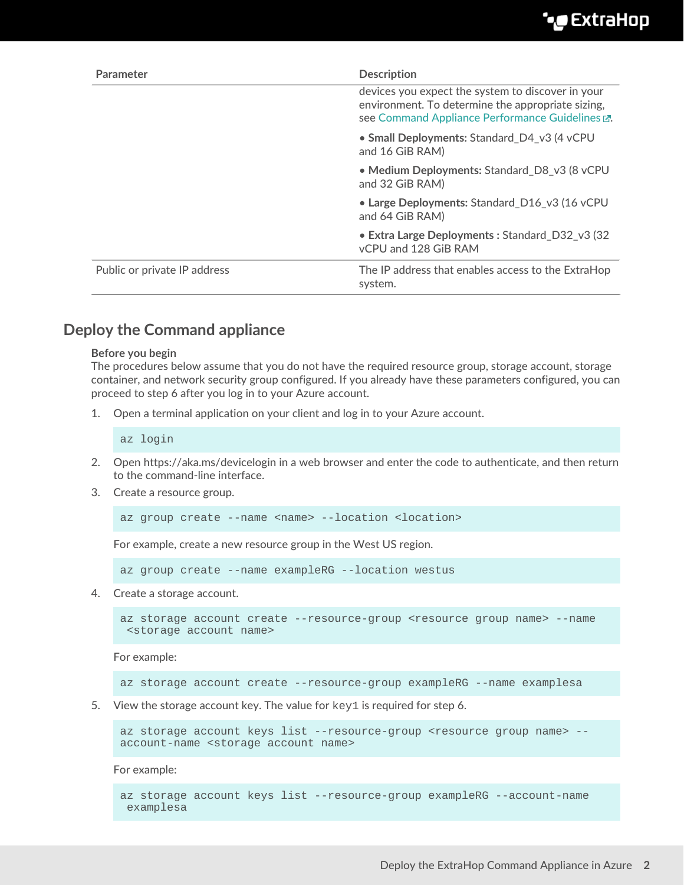| Parameter | Description |
| --- | --- |
| | devices you expect the system to discover in your environment. To determine the appropriate sizing, see Command Appliance Performance Guidelines. <br> • **Small Deployments:** Standard_D4_v3 (4 vCPU and 16 GiB RAM) <br> • **Medium Deployments:** Standard_D8_v3 (8 vCPU and 32 GiB RAM) <br> • **Large Deployments:** Standard_D16_v3 (16 vCPU and 64 GiB RAM) <br> • **Extra Large Deployments :** Standard_D32_v3 (32 vCPU and 128 GiB RAM |
| Public or private IP address | The IP address that enables access to the ExtraHop system. |

## Deploy the Command appliance

**Before you begin**

The procedures below assume that you do not have the required resource group, storage account, storage container, and network security group configured. If you already have these parameters configured, you can proceed to step 6 after you log in to your Azure account.

1. Open a terminal application on your client and log in to your Azure account.

   ```
   az login
   ```

2. Open https://aka.ms/devicelogin in a web browser and enter the code to authenticate, and then return to the command-line interface.
3. Create a resource group.

   ```
   az group create --name <name> --location <location>
   ```

   For example, create a new resource group in the West US region.

   ```
   az group create --name exampleRG --location westus
   ```

4. Create a storage account.

   ```
   az storage account create --resource-group <resource group name> --name
    <storage account name>
   ```

   For example:

   ```
   az storage account create --resource-group exampleRG --name examplesa
   ```

5. View the storage account key. The value for key1 is required for step 6.

   ```
   az storage account keys list --resource-group <resource group name> --
   account-name <storage account name>
   ```

   For example:

   ```
   az storage account keys list --resource-group exampleRG --account-name
    examplesa
   ```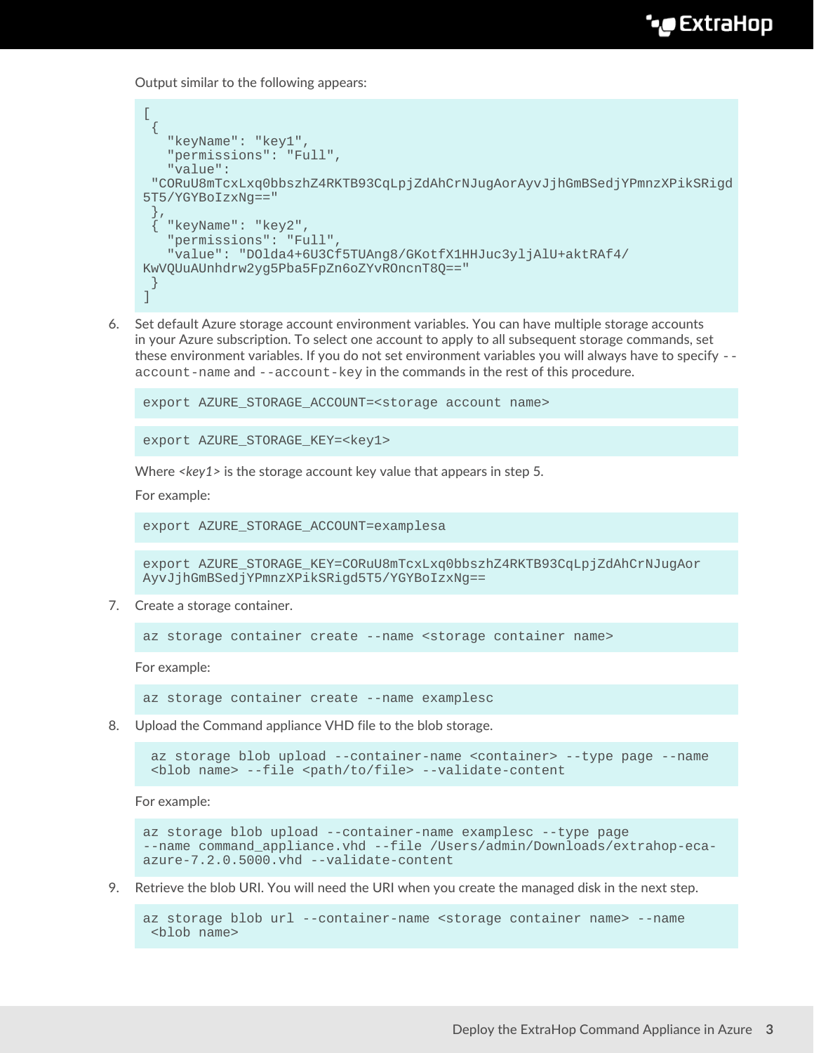Output similar to the following appears:

```
[
 {
   "keyName": "key1",
   "permissions": "Full",
   "value":
 "CORuU8mTcxLxq0bbszhZ4RKTB93CqLpjZdAhCrNJugAorAyvJjhGmBSedjYPmnzXPikSRigd
5T5/YGYBoIzxNg=="
 },
 { "keyName": "key2",
   "permissions": "Full",
   "value": "DOlda4+6U3Cf5TUAng8/GKotfX1HHJuc3yljAlU+aktRAf4/
KwVQUuAUnhdrw2yg5Pba5FpZn6oZYvROncnT8Q=="
 }
]
```

6. Set default Azure storage account environment variables. You can have multiple storage accounts in your Azure subscription. To select one account to apply to all subsequent storage commands, set these environment variables. If you do not set environment variables you will always have to specify `--account-name` and `--account-key` in the commands in the rest of this procedure.

   ```
   export AZURE_STORAGE_ACCOUNT=<storage account name>
   ```

   ```
   export AZURE_STORAGE_KEY=<key1>
   ```

   Where *<key1>* is the storage account key value that appears in step 5.

   For example:

   ```
   export AZURE_STORAGE_ACCOUNT=examplesa
   ```

   ```
   export AZURE_STORAGE_KEY=CORuU8mTcxLxq0bbszhZ4RKTB93CqLpjZdAhCrNJugAor
   AyvJjhGmBSedjYPmnzXPikSRigd5T5/YGYBoIzxNg==
   ```

7. Create a storage container.

   ```
   az storage container create --name <storage container name>
   ```

   For example:

   ```
   az storage container create --name examplesc
   ```

8. Upload the Command appliance VHD file to the blob storage.

   ```
    az storage blob upload --container-name <container> --type page --name
    <blob name> --file <path/to/file> --validate-content
   ```

   For example:

   ```
   az storage blob upload --container-name examplesc --type page
   --name command_appliance.vhd --file /Users/admin/Downloads/extrahop-eca-
   azure-7.2.0.5000.vhd --validate-content
   ```

9. Retrieve the blob URI. You will need the URI when you create the managed disk in the next step.

   ```
   az storage blob url --container-name <storage container name> --name
    <blob name>
   ```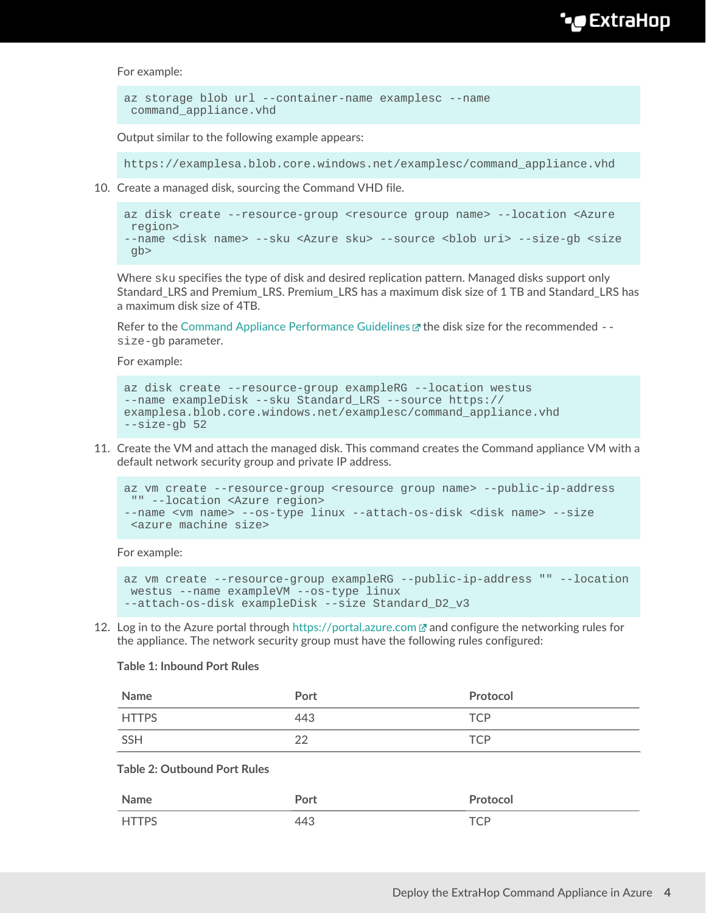For example:

```
az storage blob url --container-name examplesc --name
 command_appliance.vhd
```

Output similar to the following example appears:

```
https://examplesa.blob.core.windows.net/examplesc/command_appliance.vhd
```

10. Create a managed disk, sourcing the Command VHD file.

```
az disk create --resource-group <resource group name> --location <Azure
 region>
--name <disk name> --sku <Azure sku> --source <blob uri> --size-gb <size
 gb>
```

Where `sku` specifies the type of disk and desired replication pattern. Managed disks support only Standard_LRS and Premium_LRS. Premium_LRS has a maximum disk size of 1 TB and Standard_LRS has a maximum disk size of 4TB.

Refer to the Command Appliance Performance Guidelines the disk size for the recommended `--size-gb` parameter.

For example:

```
az disk create --resource-group exampleRG --location westus
--name exampleDisk --sku Standard_LRS --source https://
examplesa.blob.core.windows.net/examplesc/command_appliance.vhd
--size-gb 52
```

11. Create the VM and attach the managed disk. This command creates the Command appliance VM with a default network security group and private IP address.

```
az vm create --resource-group <resource group name> --public-ip-address
 "" --location <Azure region>
--name <vm name> --os-type linux --attach-os-disk <disk name> --size
 <azure machine size>
```

For example:

```
az vm create --resource-group exampleRG --public-ip-address "" --location
 westus --name exampleVM --os-type linux
--attach-os-disk exampleDisk --size Standard_D2_v3
```

12. Log in to the Azure portal through https://portal.azure.com and configure the networking rules for the appliance. The network security group must have the following rules configured:

**Table 1: Inbound Port Rules**

| Name | Port | Protocol |
| --- | --- | --- |
| HTTPS | 443 | TCP |
| SSH | 22 | TCP |

**Table 2: Outbound Port Rules**

| Name | Port | Protocol |
| --- | --- | --- |
| HTTPS | 443 | TCP |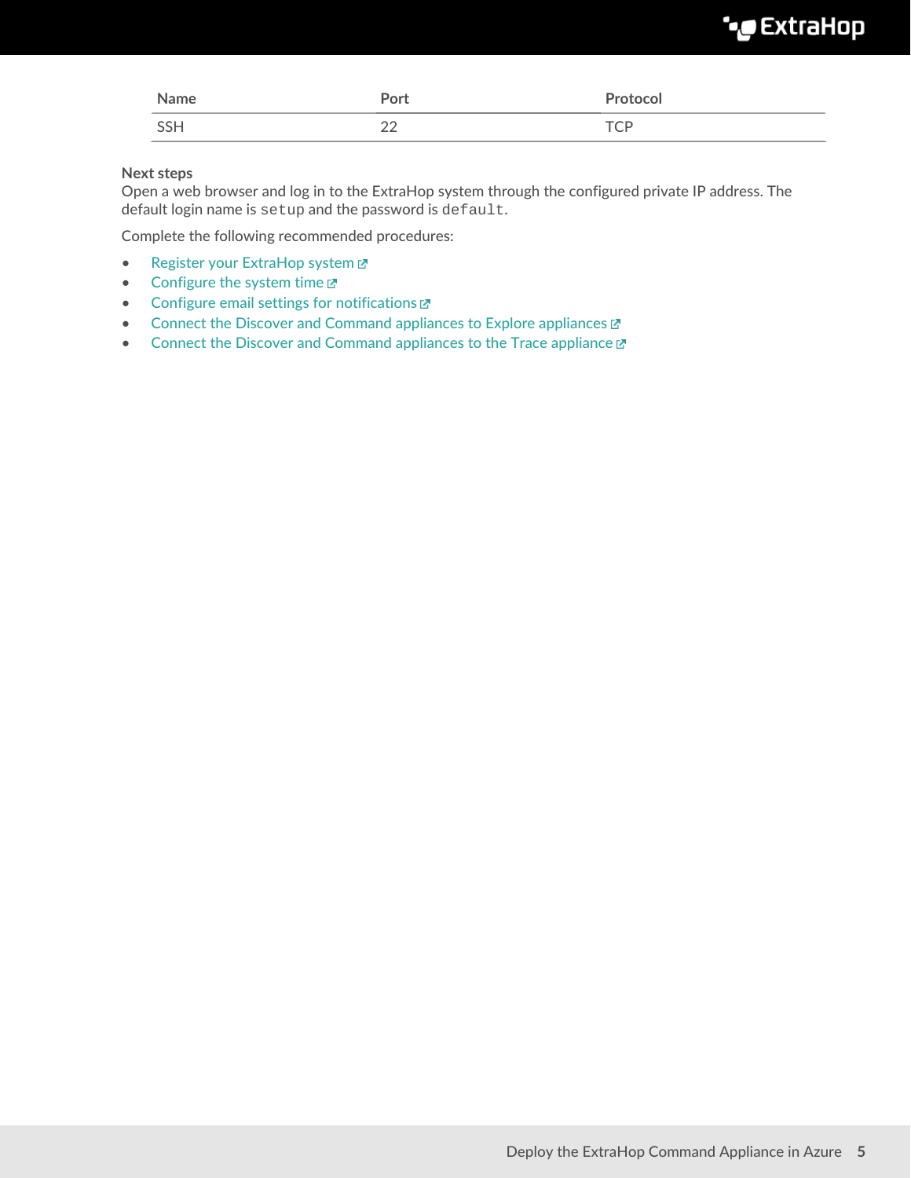| Name | Port | Protocol |
| --- | --- | --- |
| SSH | 22 | TCP |

**Next steps**

Open a web browser and log in to the ExtraHop system through the configured private IP address. The default login name is `setup` and the password is `default`.

Complete the following recommended procedures:

- Register your ExtraHop system
- Configure the system time
- Configure email settings for notifications
- Connect the Discover and Command appliances to Explore appliances
- Connect the Discover and Command appliances to the Trace appliance